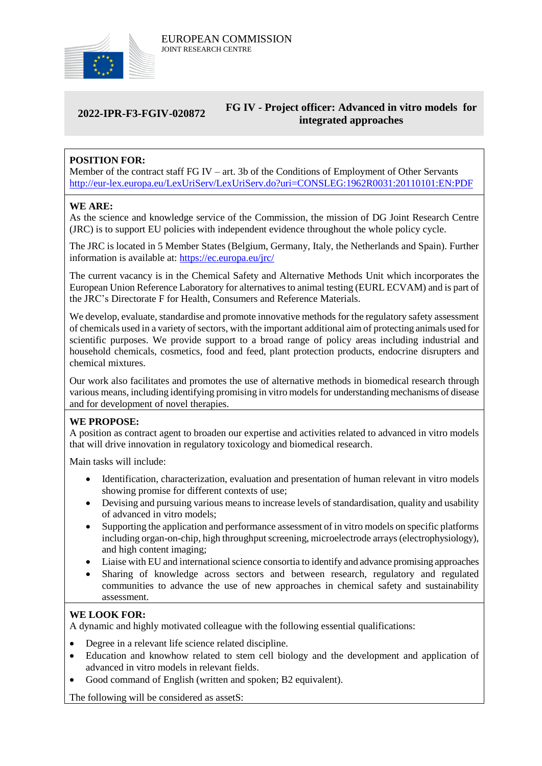EUROPEAN COMMISSION
JOINT RESEARCH CENTRE

**2022-IPR-F3-FGIV-020872** **FG IV - Project officer: Advanced in vitro models for integrated approaches**

**POSITION FOR:**
Member of the contract staff FG IV – art. 3b of the Conditions of Employment of Other Servants
http://eur-lex.europa.eu/LexUriServ/LexUriServ.do?uri=CONSLEG:1962R0031:20110101:EN:PDF

**WE ARE:**
As the science and knowledge service of the Commission, the mission of DG Joint Research Centre (JRC) is to support EU policies with independent evidence throughout the whole policy cycle.

The JRC is located in 5 Member States (Belgium, Germany, Italy, the Netherlands and Spain). Further information is available at: https://ec.europa.eu/jrc/

The current vacancy is in the Chemical Safety and Alternative Methods Unit which incorporates the European Union Reference Laboratory for alternatives to animal testing (EURL ECVAM) and is part of the JRC's Directorate F for Health, Consumers and Reference Materials.

We develop, evaluate, standardise and promote innovative methods for the regulatory safety assessment of chemicals used in a variety of sectors, with the important additional aim of protecting animals used for scientific purposes. We provide support to a broad range of policy areas including industrial and household chemicals, cosmetics, food and feed, plant protection products, endocrine disrupters and chemical mixtures.

Our work also facilitates and promotes the use of alternative methods in biomedical research through various means, including identifying promising in vitro models for understanding mechanisms of disease and for development of novel therapies.

**WE PROPOSE:**
A position as contract agent to broaden our expertise and activities related to advanced in vitro models that will drive innovation in regulatory toxicology and biomedical research.

Main tasks will include:

- Identification, characterization, evaluation and presentation of human relevant in vitro models showing promise for different contexts of use;
- Devising and pursuing various means to increase levels of standardisation, quality and usability of advanced in vitro models;
- Supporting the application and performance assessment of in vitro models on specific platforms including organ-on-chip, high throughput screening, microelectrode arrays (electrophysiology), and high content imaging;
- Liaise with EU and international science consortia to identify and advance promising approaches
- Sharing of knowledge across sectors and between research, regulatory and regulated communities to advance the use of new approaches in chemical safety and sustainability assessment.

**WE LOOK FOR:**
A dynamic and highly motivated colleague with the following essential qualifications:

- Degree in a relevant life science related discipline.
- Education and knowhow related to stem cell biology and the development and application of advanced in vitro models in relevant fields.
- Good command of English (written and spoken; B2 equivalent).

The following will be considered as assetS: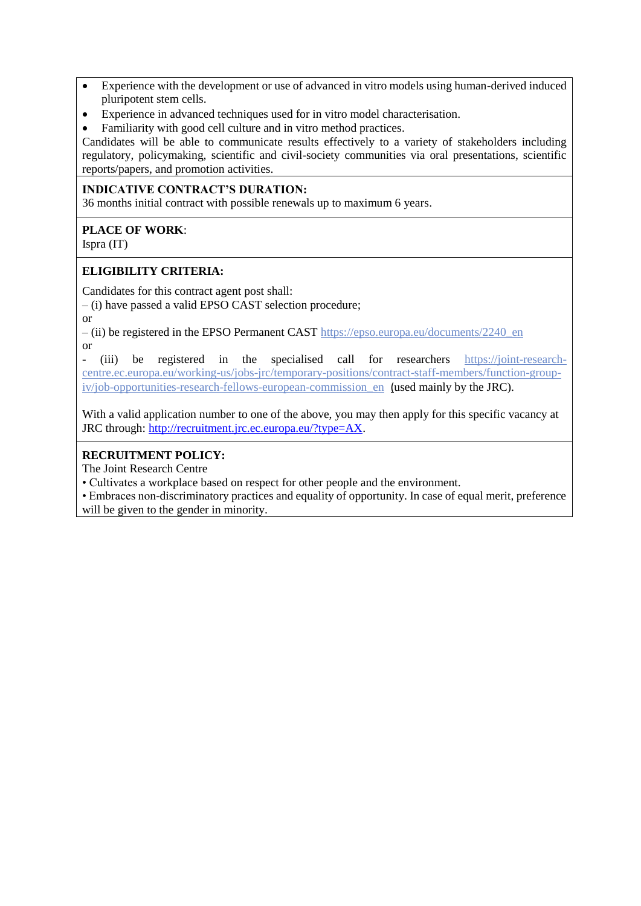- Experience with the development or use of advanced in vitro models using human-derived induced pluripotent stem cells.
- Experience in advanced techniques used for in vitro model characterisation.
- Familiarity with good cell culture and in vitro method practices.

Candidates will be able to communicate results effectively to a variety of stakeholders including regulatory, policymaking, scientific and civil-society communities via oral presentations, scientific reports/papers, and promotion activities.

**INDICATIVE CONTRACT'S DURATION:**
36 months initial contract with possible renewals up to maximum 6 years.

**PLACE OF WORK**:
Ispra (IT)

**ELIGIBILITY CRITERIA:**

Candidates for this contract agent post shall:
– (i) have passed a valid EPSO CAST selection procedure;
or
– (ii) be registered in the EPSO Permanent CAST https://epso.europa.eu/documents/2240_en
or
- (iii) be registered in the specialised call for researchers https://joint-research-centre.ec.europa.eu/working-us/jobs-jrc/temporary-positions/contract-staff-members/function-group-iv/job-opportunities-research-fellows-european-commission_en (used mainly by the JRC).

With a valid application number to one of the above, you may then apply for this specific vacancy at JRC through: http://recruitment.jrc.ec.europa.eu/?type=AX.

**RECRUITMENT POLICY:**
The Joint Research Centre
• Cultivates a workplace based on respect for other people and the environment.
• Embraces non-discriminatory practices and equality of opportunity. In case of equal merit, preference will be given to the gender in minority.